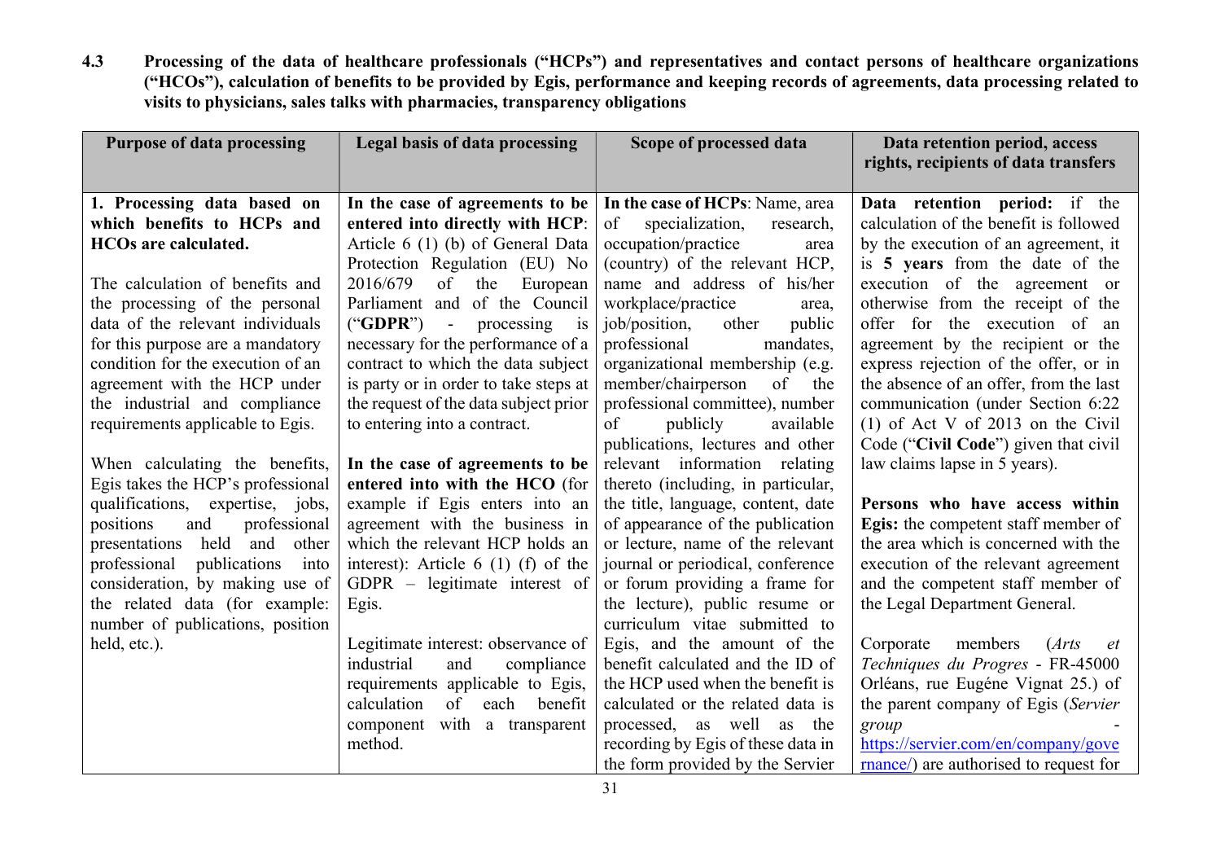### 4.3 Processing of the data of healthcare professionals ("HCPs") and representatives and contact persons of healthcare organizations ("HCOs"), calculation of benefits to be provided by Egis, performance and keeping records of agreements, data processing related to visits to physicians, sales talks with pharmacies, transparency obligations

| Purpose of data processing | Legal basis of data processing | Scope of processed data | Data retention period, access rights, recipients of data transfers |
|---|---|---|---|
| **1. Processing data based on which benefits to HCPs and HCOs are calculated.**<br><br>The calculation of benefits and the processing of the personal data of the relevant individuals for this purpose are a mandatory condition for the execution of an agreement with the HCP under the industrial and compliance requirements applicable to Egis.<br><br>When calculating the benefits, Egis takes the HCP's professional qualifications, expertise, jobs, positions and professional presentations held and other professional publications into consideration, by making use of the related data (for example: number of publications, position held, etc.). | **In the case of agreements to be entered into directly with HCP**: Article 6 (1) (b) of General Data Protection Regulation (EU) No 2016/679 of the European Parliament and of the Council ("**GDPR**") - processing is necessary for the performance of a contract to which the data subject is party or in order to take steps at the request of the data subject prior to entering into a contract.<br><br>**In the case of agreements to be entered into with the HCO** (for example if Egis enters into an agreement with the business in which the relevant HCP holds an interest): Article 6 (1) (f) of the GDPR – legitimate interest of Egis.<br><br>Legitimate interest: observance of industrial and compliance requirements applicable to Egis, calculation of each benefit component with a transparent method. | **In the case of HCPs**: Name, area of specialization, research, occupation/practice area (country) of the relevant HCP, name and address of his/her workplace/practice area, job/position, other public professional mandates, organizational membership (e.g. member/chairperson of the professional committee), number of publicly available publications, lectures and other relevant information relating thereto (including, in particular, the title, language, content, date of appearance of the publication or lecture, name of the relevant journal or periodical, conference or forum providing a frame for the lecture), public resume or curriculum vitae submitted to Egis, and the amount of the benefit calculated and the ID of the HCP used when the benefit is calculated or the related data is processed, as well as the recording by Egis of these data in the form provided by the Servier | **Data retention period:** if the calculation of the benefit is followed by the execution of an agreement, it is **5 years** from the date of the execution of the agreement or otherwise from the receipt of the offer for the execution of an agreement by the recipient or the express rejection of the offer, or in the absence of an offer, from the last communication (under Section 6:22 (1) of Act V of 2013 on the Civil Code ("**Civil Code**") given that civil law claims lapse in 5 years).<br><br>**Persons who have access within Egis:** the competent staff member of the area which is concerned with the execution of the relevant agreement and the competent staff member of the Legal Department General.<br><br>Corporate members (*Arts et Techniques du Progres* - FR-45000 Orléans, rue Eugéne Vignat 25.) of the parent company of Egis (*Servier group* - https://servier.com/en/company/governance/) are authorised to request for |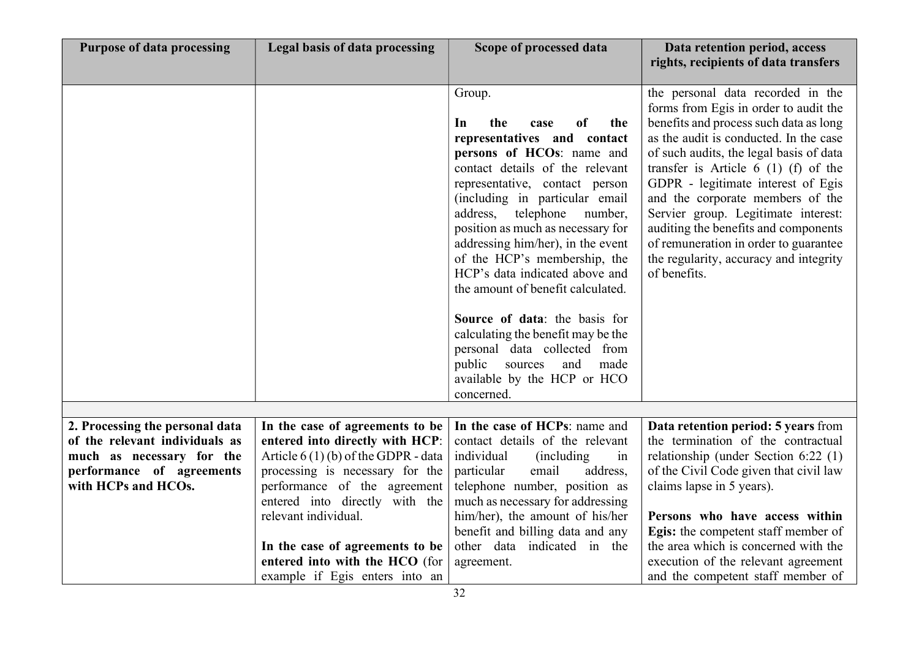| Purpose of data processing | Legal basis of data processing | Scope of processed data | Data retention period, access rights, recipients of data transfers |
|---|---|---|---|
| | | Group.<br><br>**In the case of the representatives and contact persons of HCOs**: name and contact details of the relevant representative, contact person (including in particular email address, telephone number, position as much as necessary for addressing him/her), in the event of the HCP's membership, the HCP's data indicated above and the amount of benefit calculated.<br><br>**Source of data**: the basis for calculating the benefit may be the personal data collected from public sources and made available by the HCP or HCO concerned. | the personal data recorded in the forms from Egis in order to audit the benefits and process such data as long as the audit is conducted. In the case of such audits, the legal basis of data transfer is Article 6 (1) (f) of the GDPR - legitimate interest of Egis and the corporate members of the Servier group. Legitimate interest: auditing the benefits and components of remuneration in order to guarantee the regularity, accuracy and integrity of benefits. |
| | | | |
| **2. Processing the personal data of the relevant individuals as much as necessary for the performance of agreements with HCPs and HCOs.** | **In the case of agreements to be entered into directly with HCP**: Article 6 (1) (b) of the GDPR - data processing is necessary for the performance of the agreement entered into directly with the relevant individual.<br><br>**In the case of agreements to be entered into with the HCO** (for example if Egis enters into an | **In the case of HCPs**: name and contact details of the relevant individual (including in particular email address, telephone number, position as much as necessary for addressing him/her), the amount of his/her benefit and billing data and any other data indicated in the agreement. | **Data retention period: 5 years** from the termination of the contractual relationship (under Section 6:22 (1) of the Civil Code given that civil law claims lapse in 5 years).<br><br>**Persons who have access within Egis:** the competent staff member of the area which is concerned with the execution of the relevant agreement and the competent staff member of |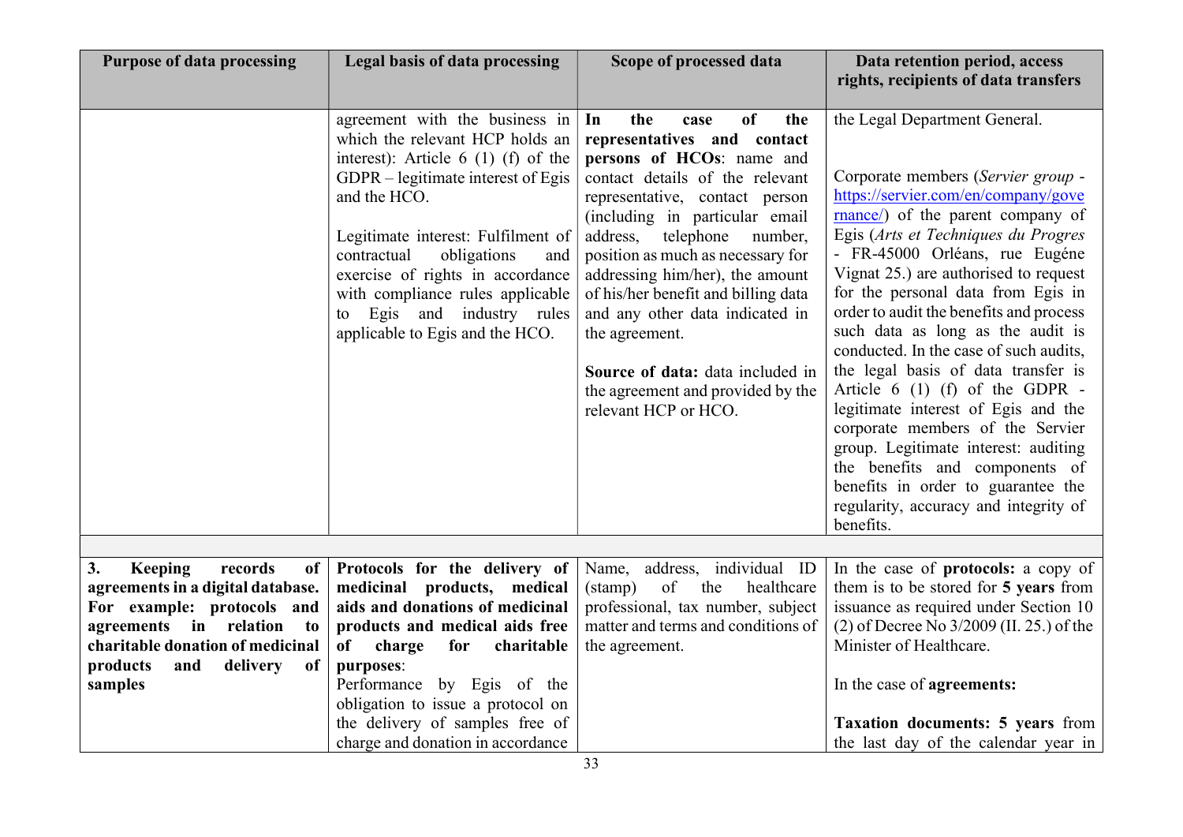| Purpose of data processing | Legal basis of data processing | Scope of processed data | Data retention period, access rights, recipients of data transfers |
|---|---|---|---|
| | agreement with the business in which the relevant HCP holds an interest): Article 6 (1) (f) of the GDPR – legitimate interest of Egis and the HCO.<br><br>Legitimate interest: Fulfilment of contractual obligations and exercise of rights in accordance with compliance rules applicable to Egis and industry rules applicable to Egis and the HCO. | **In the case of the representatives and contact persons of HCOs**: name and contact details of the relevant representative, contact person (including in particular email address, telephone number, position as much as necessary for addressing him/her), the amount of his/her benefit and billing data and any other data indicated in the agreement.<br><br>**Source of data:** data included in the agreement and provided by the relevant HCP or HCO. | the Legal Department General.<br><br>Corporate members (*Servier group* - https://servier.com/en/company/governance/) of the parent company of Egis (*Arts et Techniques du Progres* - FR-45000 Orléans, rue Eugéne Vignat 25.) are authorised to request for the personal data from Egis in order to audit the benefits and process such data as long as the audit is conducted. In the case of such audits, the legal basis of data transfer is Article 6 (1) (f) of the GDPR - legitimate interest of Egis and the corporate members of the Servier group. Legitimate interest: auditing the benefits and components of benefits in order to guarantee the regularity, accuracy and integrity of benefits. |
| | | | |
| **3. Keeping records of agreements in a digital database. For example: protocols and agreements in relation to charitable donation of medicinal products and delivery of samples** | **Protocols for the delivery of medicinal products, medical aids and donations of medicinal products and medical aids free of charge for charitable purposes**:<br>Performance by Egis of the obligation to issue a protocol on the delivery of samples free of charge and donation in accordance | Name, address, individual ID (stamp) of the healthcare professional, tax number, subject matter and terms and conditions of the agreement. | In the case of **protocols:** a copy of them is to be stored for **5 years** from issuance as required under Section 10 (2) of Decree No 3/2009 (II. 25.) of the Minister of Healthcare.<br><br>In the case of **agreements:**<br><br>**Taxation documents: 5 years** from the last day of the calendar year in |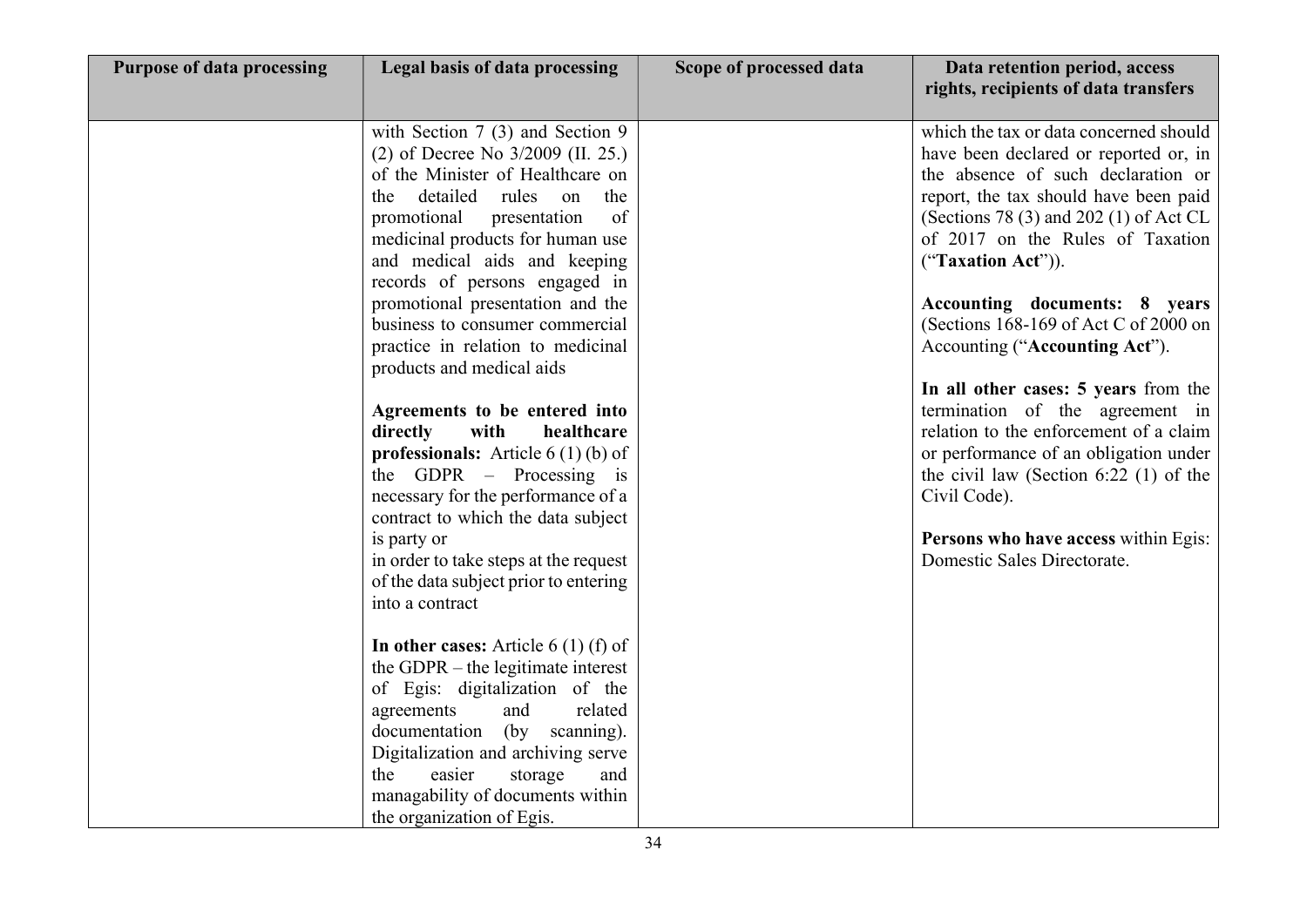| Purpose of data processing | Legal basis of data processing | Scope of processed data | Data retention period, access rights, recipients of data transfers |
|---|---|---|---|
| | with Section 7 (3) and Section 9 (2) of Decree No 3/2009 (II. 25.) of the Minister of Healthcare on the detailed rules on the promotional presentation of medicinal products for human use and medical aids and keeping records of persons engaged in promotional presentation and the business to consumer commercial practice in relation to medicinal products and medical aids<br><br>**Agreements to be entered into directly with healthcare professionals:** Article 6 (1) (b) of the GDPR – Processing is necessary for the performance of a contract to which the data subject is party or<br>in order to take steps at the request of the data subject prior to entering into a contract<br><br>**In other cases:** Article 6 (1) (f) of the GDPR – the legitimate interest of Egis: digitalization of the agreements and related documentation (by scanning). Digitalization and archiving serve the easier storage and managability of documents within the organization of Egis. | | which the tax or data concerned should have been declared or reported or, in the absence of such declaration or report, the tax should have been paid (Sections 78 (3) and 202 (1) of Act CL of 2017 on the Rules of Taxation ("**Taxation Act**")).<br><br>**Accounting documents: 8 years** (Sections 168-169 of Act C of 2000 on Accounting ("**Accounting Act**").<br><br>**In all other cases: 5 years** from the termination of the agreement in relation to the enforcement of a claim or performance of an obligation under the civil law (Section 6:22 (1) of the Civil Code).<br><br>**Persons who have access** within Egis: Domestic Sales Directorate. |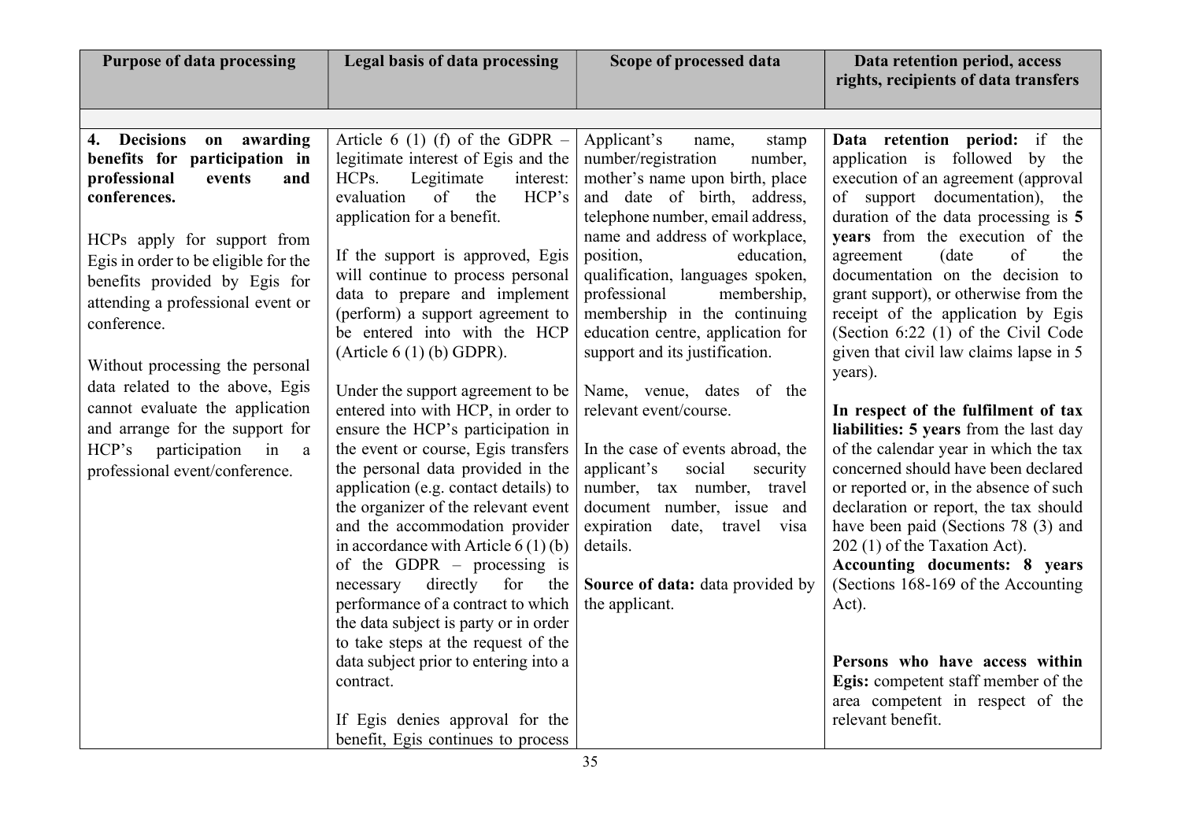| Purpose of data processing | Legal basis of data processing | Scope of processed data | Data retention period, access rights, recipients of data transfers |
|---|---|---|---|
| | | | |
| **4. Decisions on awarding benefits for participation in professional events and conferences.**<br><br>HCPs apply for support from Egis in order to be eligible for the benefits provided by Egis for attending a professional event or conference.<br><br>Without processing the personal data related to the above, Egis cannot evaluate the application and arrange for the support for HCP's participation in a professional event/conference. | Article 6 (1) (f) of the GDPR – legitimate interest of Egis and the HCPs. Legitimate interest: evaluation of the HCP's application for a benefit.<br><br>If the support is approved, Egis will continue to process personal data to prepare and implement (perform) a support agreement to be entered into with the HCP (Article 6 (1) (b) GDPR).<br><br>Under the support agreement to be entered into with HCP, in order to ensure the HCP's participation in the event or course, Egis transfers the personal data provided in the application (e.g. contact details) to the organizer of the relevant event and the accommodation provider in accordance with Article 6 (1) (b) of the GDPR – processing is necessary directly for the performance of a contract to which the data subject is party or in order to take steps at the request of the data subject prior to entering into a contract.<br><br>If Egis denies approval for the benefit, Egis continues to process | Applicant's name, stamp number/registration number, mother's name upon birth, place and date of birth, address, telephone number, email address, name and address of workplace, position, education, qualification, languages spoken, professional membership, membership in the continuing education centre, application for support and its justification.<br><br>Name, venue, dates of the relevant event/course.<br><br>In the case of events abroad, the applicant's social security number, tax number, travel document number, issue and expiration date, travel visa details.<br><br>**Source of data:** data provided by the applicant. | **Data retention period:** if the application is followed by the execution of an agreement (approval of support documentation), the duration of the data processing is **5 years** from the execution of the agreement (date of the documentation on the decision to grant support), or otherwise from the receipt of the application by Egis (Section 6:22 (1) of the Civil Code given that civil law claims lapse in 5 years).<br><br>**In respect of the fulfilment of tax liabilities: 5 years** from the last day of the calendar year in which the tax concerned should have been declared or reported or, in the absence of such declaration or report, the tax should have been paid (Sections 78 (3) and 202 (1) of the Taxation Act).<br>**Accounting documents: 8 years** (Sections 168-169 of the Accounting Act).<br><br>**Persons who have access within Egis:** competent staff member of the area competent in respect of the relevant benefit. |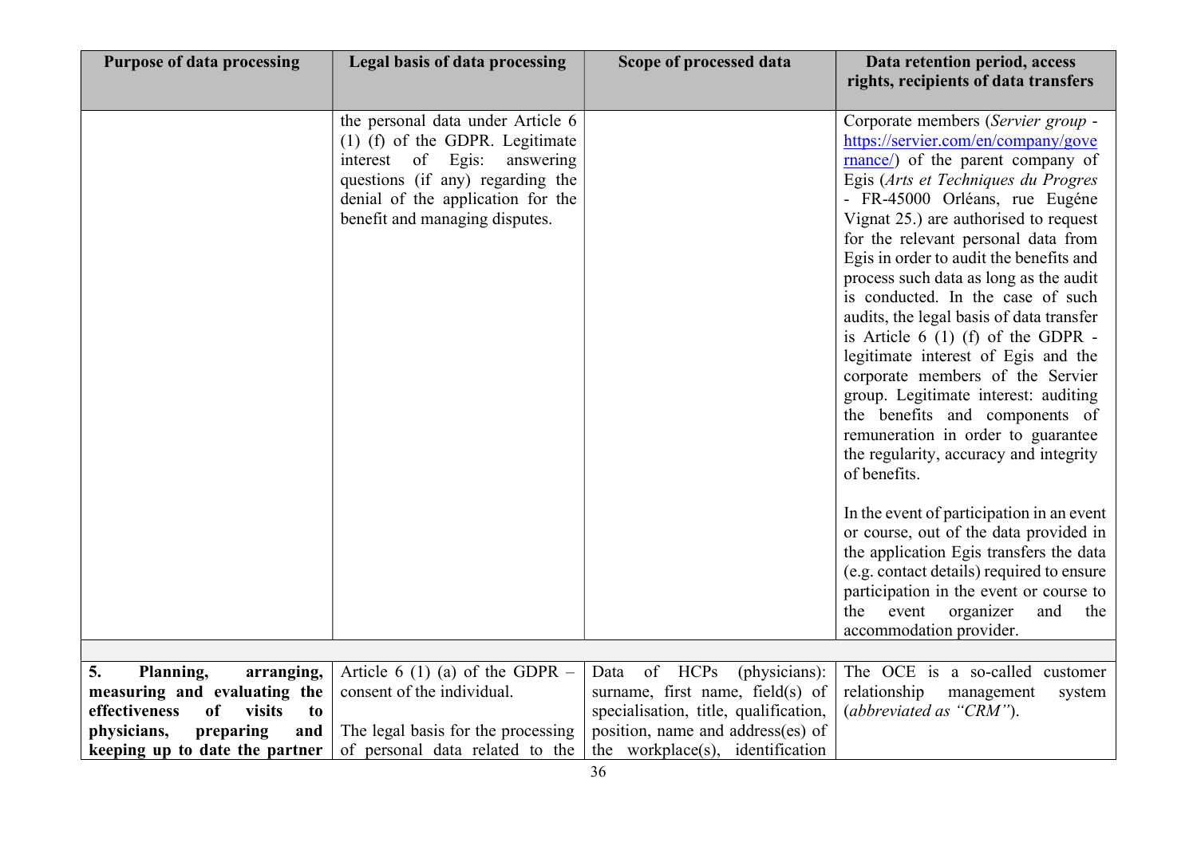| Purpose of data processing | Legal basis of data processing | Scope of processed data | Data retention period, access rights, recipients of data transfers |
|---|---|---|---|
| | the personal data under Article 6 (1) (f) of the GDPR. Legitimate interest of Egis: answering questions (if any) regarding the denial of the application for the benefit and managing disputes. | | Corporate members (*Servier group* - https://servier.com/en/company/governance/) of the parent company of Egis (*Arts et Techniques du Progres* - FR-45000 Orléans, rue Eugéne Vignat 25.) are authorised to request for the relevant personal data from Egis in order to audit the benefits and process such data as long as the audit is conducted. In the case of such audits, the legal basis of data transfer is Article 6 (1) (f) of the GDPR - legitimate interest of Egis and the corporate members of the Servier group. Legitimate interest: auditing the benefits and components of remuneration in order to guarantee the regularity, accuracy and integrity of benefits.<br><br>In the event of participation in an event or course, out of the data provided in the application Egis transfers the data (e.g. contact details) required to ensure participation in the event or course to the event organizer and the accommodation provider. |
| | | | |
| **5. Planning, arranging, measuring and evaluating the effectiveness of visits to physicians, preparing and keeping up to date the partner** | Article 6 (1) (a) of the GDPR – consent of the individual.<br><br>The legal basis for the processing of personal data related to the | Data of HCPs (physicians): surname, first name, field(s) of specialisation, title, qualification, position, name and address(es) of the workplace(s), identification | The OCE is a so-called customer relationship management system (*abbreviated as "CRM"*). |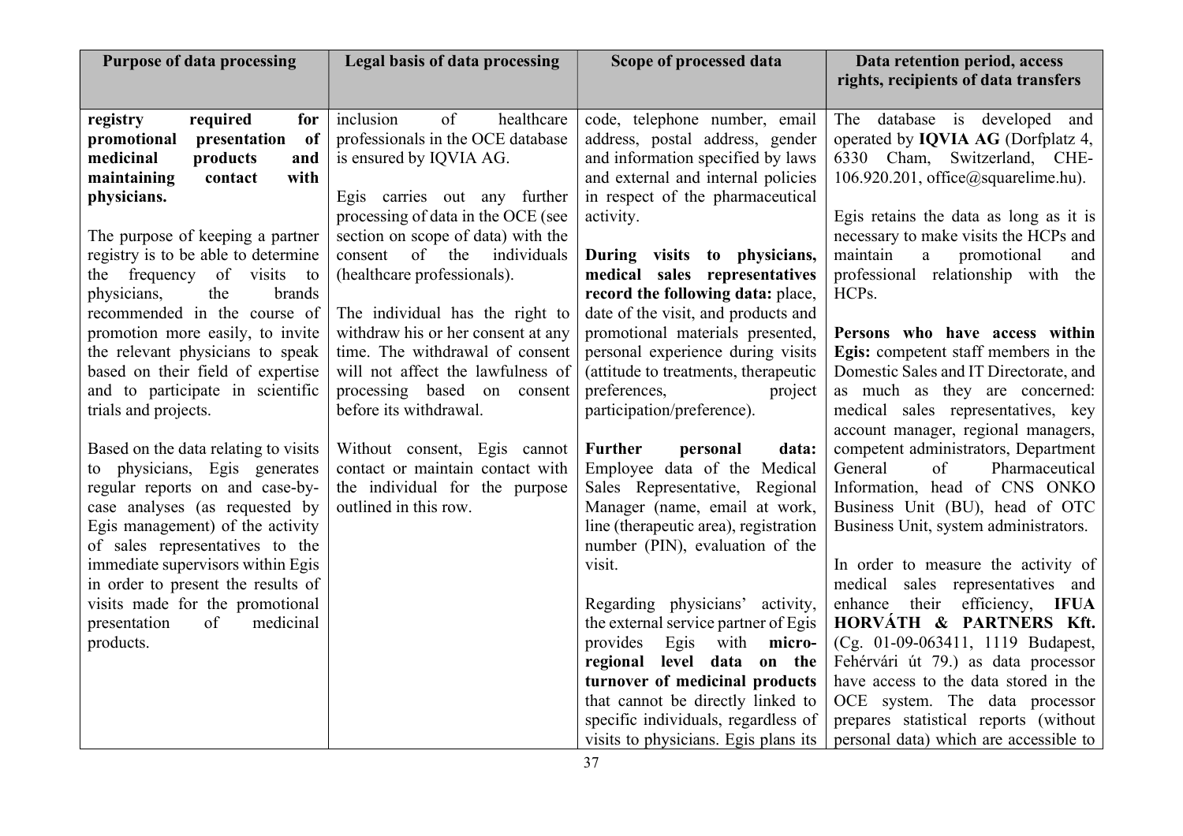| Purpose of data processing | Legal basis of data processing | Scope of processed data | Data retention period, access rights, recipients of data transfers |
|---|---|---|---|
| **registry required for promotional presentation of medicinal products and maintaining contact with physicians.**<br><br>The purpose of keeping a partner registry is to be able to determine the frequency of visits to physicians, the brands recommended in the course of promotion more easily, to invite the relevant physicians to speak based on their field of expertise and to participate in scientific trials and projects.<br><br>Based on the data relating to visits to physicians, Egis generates regular reports on and case-by-case analyses (as requested by Egis management) of the activity of sales representatives to the immediate supervisors within Egis in order to present the results of visits made for the promotional presentation of medicinal products. | inclusion of healthcare professionals in the OCE database is ensured by IQVIA AG.<br><br>Egis carries out any further processing of data in the OCE (see section on scope of data) with the consent of the individuals (healthcare professionals).<br><br>The individual has the right to withdraw his or her consent at any time. The withdrawal of consent will not affect the lawfulness of processing based on consent before its withdrawal.<br><br>Without consent, Egis cannot contact or maintain contact with the individual for the purpose outlined in this row. | code, telephone number, email address, postal address, gender and information specified by laws and external and internal policies in respect of the pharmaceutical activity.<br><br>**During visits to physicians, medical sales representatives record the following data:** place, date of the visit, and products and promotional materials presented, personal experience during visits (attitude to treatments, therapeutic preferences, project participation/preference).<br><br>**Further personal data:** Employee data of the Medical Sales Representative, Regional Manager (name, email at work, line (therapeutic area), registration number (PIN), evaluation of the visit.<br><br>Regarding physicians' activity, the external service partner of Egis provides Egis with **micro-regional level data on the turnover of medicinal products** that cannot be directly linked to specific individuals, regardless of visits to physicians. Egis plans its | The database is developed and operated by **IQVIA AG** (Dorfplatz 4, 6330 Cham, Switzerland, CHE-106.920.201, office@squarelime.hu).<br><br>Egis retains the data as long as it is necessary to make visits the HCPs and maintain a promotional and professional relationship with the HCPs.<br><br>**Persons who have access within Egis:** competent staff members in the Domestic Sales and IT Directorate, and as much as they are concerned: medical sales representatives, key account manager, regional managers, competent administrators, Department General of Pharmaceutical Information, head of CNS ONKO Business Unit (BU), head of OTC Business Unit, system administrators.<br><br>In order to measure the activity of medical sales representatives and enhance their efficiency, **IFUA HORVÁTH & PARTNERS Kft.** (Cg. 01-09-063411, 1119 Budapest, Fehérvári út 79.) as data processor have access to the data stored in the OCE system. The data processor prepares statistical reports (without personal data) which are accessible to |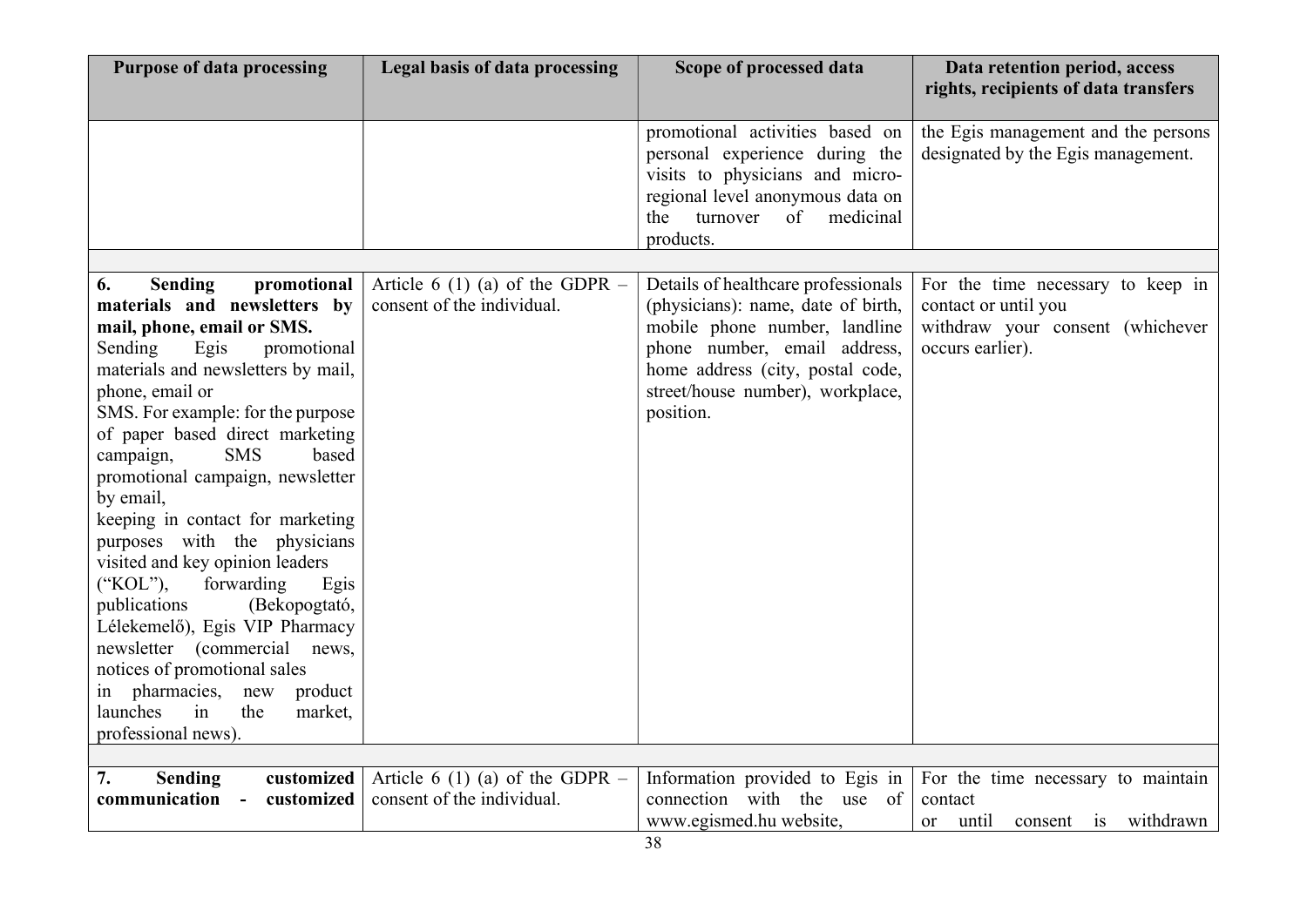| Purpose of data processing | Legal basis of data processing | Scope of processed data | Data retention period, access rights, recipients of data transfers |
|---|---|---|---|
| | | promotional activities based on personal experience during the visits to physicians and micro-regional level anonymous data on the turnover of medicinal products. | the Egis management and the persons designated by the Egis management. |
| | | | |
| **6. Sending promotional materials and newsletters by mail, phone, email or SMS.** Sending Egis promotional materials and newsletters by mail, phone, email or SMS. For example: for the purpose of paper based direct marketing campaign, SMS based promotional campaign, newsletter by email, keeping in contact for marketing purposes with the physicians visited and key opinion leaders ("KOL"), forwarding Egis publications (Bekopogtató, Lélekemelő), Egis VIP Pharmacy newsletter (commercial news, notices of promotional sales in pharmacies, new product launches in the market, professional news). | Article 6 (1) (a) of the GDPR – consent of the individual. | Details of healthcare professionals (physicians): name, date of birth, mobile phone number, landline phone number, email address, home address (city, postal code, street/house number), workplace, position. | For the time necessary to keep in contact or until you withdraw your consent (whichever occurs earlier). |
| | | | |
| **7. Sending customized communication - customized** | Article 6 (1) (a) of the GDPR – consent of the individual. | Information provided to Egis in connection with the use of www.egismed.hu website, | For the time necessary to maintain contact or until consent is withdrawn |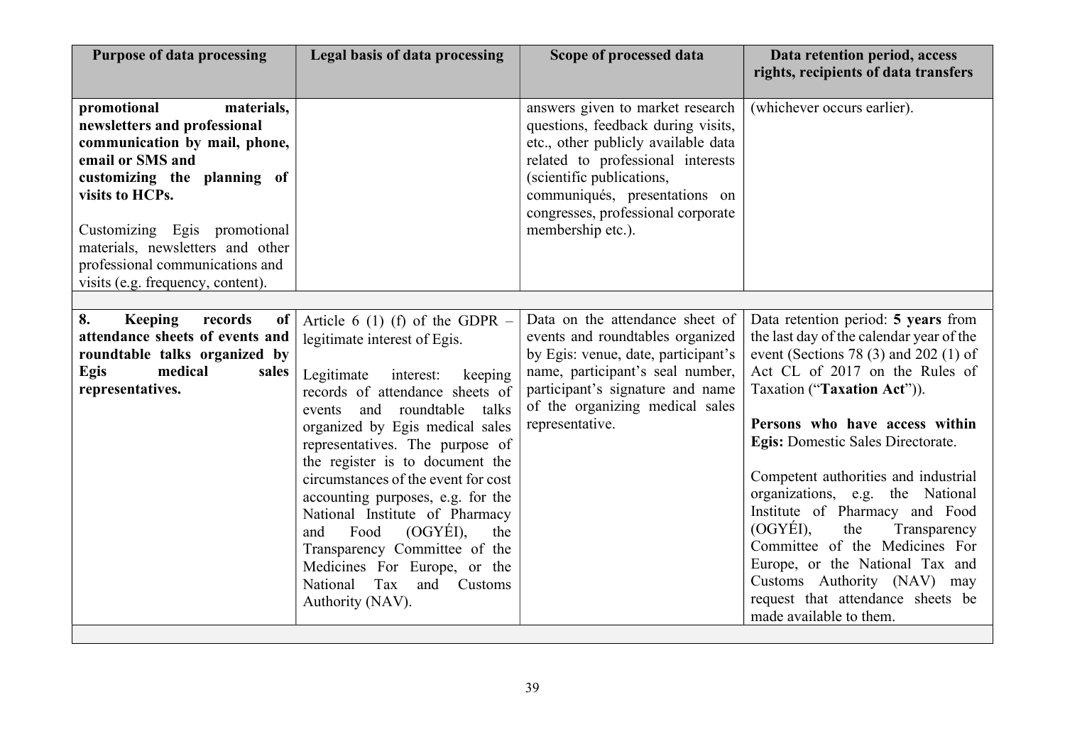| Purpose of data processing | Legal basis of data processing | Scope of processed data | Data retention period, access rights, recipients of data transfers |
|---|---|---|---|
| **promotional materials, newsletters and professional communication by mail, phone, email or SMS and customizing the planning of visits to HCPs.**<br><br>Customizing Egis promotional materials, newsletters and other professional communications and visits (e.g. frequency, content). | | answers given to market research questions, feedback during visits, etc., other publicly available data related to professional interests (scientific publications, communiqués, presentations on congresses, professional corporate membership etc.). | (whichever occurs earlier). |
| | | | |
| **8. Keeping records of attendance sheets of events and roundtable talks organized by Egis medical sales representatives.** | Article 6 (1) (f) of the GDPR – legitimate interest of Egis.<br><br>Legitimate interest: keeping records of attendance sheets of events and roundtable talks organized by Egis medical sales representatives. The purpose of the register is to document the circumstances of the event for cost accounting purposes, e.g. for the National Institute of Pharmacy and Food (OGYÉI), the Transparency Committee of the Medicines For Europe, or the National Tax and Customs Authority (NAV). | Data on the attendance sheet of events and roundtables organized by Egis: venue, date, participant's name, participant's seal number, participant's signature and name of the organizing medical sales representative. | Data retention period: **5 years** from the last day of the calendar year of the event (Sections 78 (3) and 202 (1) of Act CL of 2017 on the Rules of Taxation ("**Taxation Act**")).<br><br>**Persons who have access within Egis:** Domestic Sales Directorate.<br><br>Competent authorities and industrial organizations, e.g. the National Institute of Pharmacy and Food (OGYÉI), the Transparency Committee of the Medicines For Europe, or the National Tax and Customs Authority (NAV) may request that attendance sheets be made available to them. |
| | | | |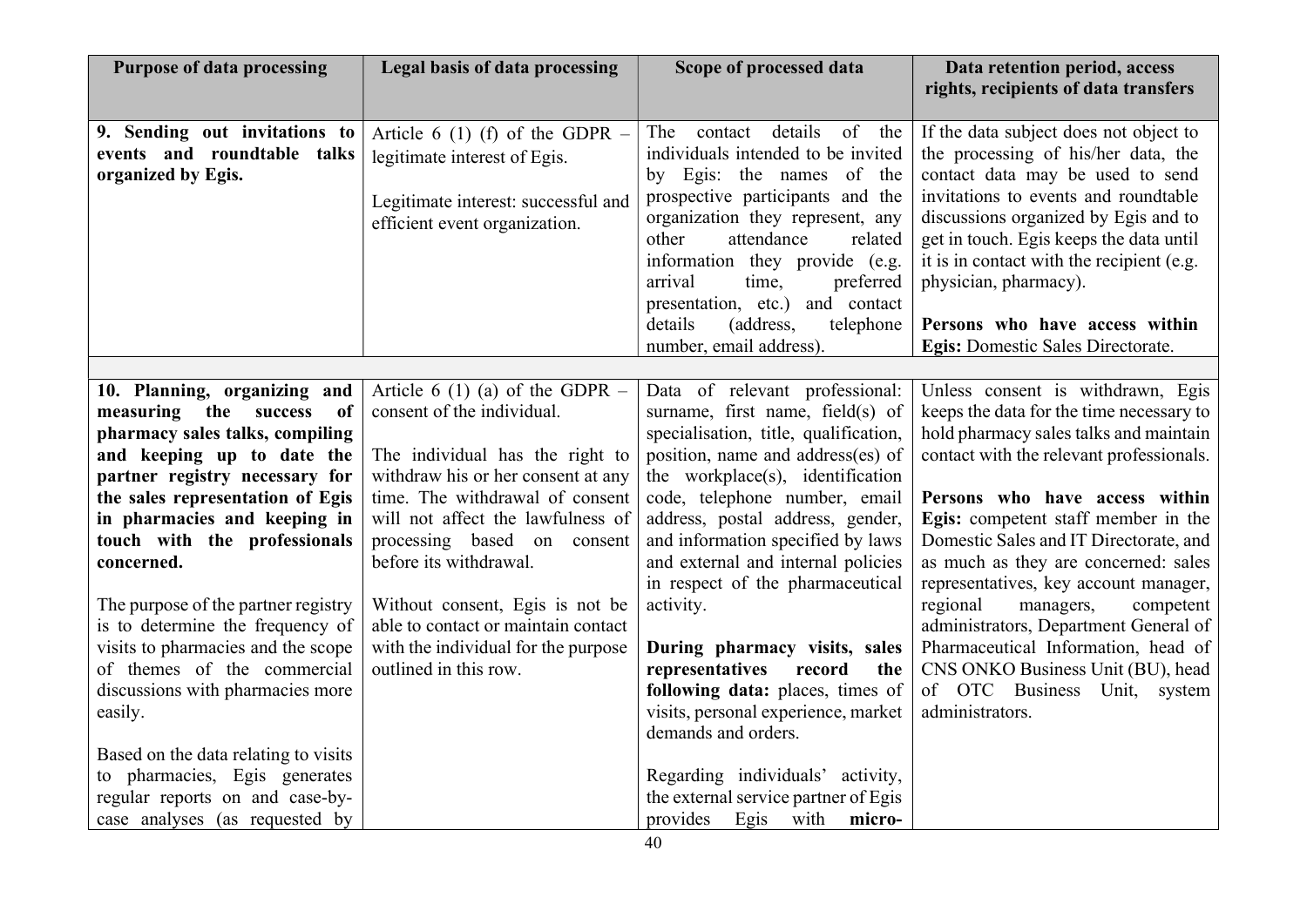| Purpose of data processing | Legal basis of data processing | Scope of processed data | Data retention period, access rights, recipients of data transfers |
|---|---|---|---|
| **9. Sending out invitations to events and roundtable talks organized by Egis.** | Article 6 (1) (f) of the GDPR – legitimate interest of Egis.<br><br>Legitimate interest: successful and efficient event organization. | The contact details of the individuals intended to be invited by Egis: the names of the prospective participants and the organization they represent, any other attendance related information they provide (e.g. arrival time, preferred presentation, etc.) and contact details (address, telephone number, email address). | If the data subject does not object to the processing of his/her data, the contact data may be used to send invitations to events and roundtable discussions organized by Egis and to get in touch. Egis keeps the data until it is in contact with the recipient (e.g. physician, pharmacy).<br><br>**Persons who have access within Egis:** Domestic Sales Directorate. |
| | | | |
| **10. Planning, organizing and measuring the success of pharmacy sales talks, compiling and keeping up to date the partner registry necessary for the sales representation of Egis in pharmacies and keeping in touch with the professionals concerned.**<br><br>The purpose of the partner registry is to determine the frequency of visits to pharmacies and the scope of themes of the commercial discussions with pharmacies more easily.<br><br>Based on the data relating to visits to pharmacies, Egis generates regular reports on and case-by-case analyses (as requested by | Article 6 (1) (a) of the GDPR – consent of the individual.<br><br>The individual has the right to withdraw his or her consent at any time. The withdrawal of consent will not affect the lawfulness of processing based on consent before its withdrawal.<br><br>Without consent, Egis is not be able to contact or maintain contact with the individual for the purpose outlined in this row. | Data of relevant professional: surname, first name, field(s) of specialisation, title, qualification, position, name and address(es) of the workplace(s), identification code, telephone number, email address, postal address, gender, and information specified by laws and external and internal policies in respect of the pharmaceutical activity.<br><br>**During pharmacy visits, sales representatives record the following data:** places, times of visits, personal experience, market demands and orders.<br><br>Regarding individuals' activity, the external service partner of Egis provides Egis with **micro-** | Unless consent is withdrawn, Egis keeps the data for the time necessary to hold pharmacy sales talks and maintain contact with the relevant professionals.<br><br>**Persons who have access within Egis:** competent staff member in the Domestic Sales and IT Directorate, and as much as they are concerned: sales representatives, key account manager, regional managers, competent administrators, Department General of Pharmaceutical Information, head of CNS ONKO Business Unit (BU), head of OTC Business Unit, system administrators. |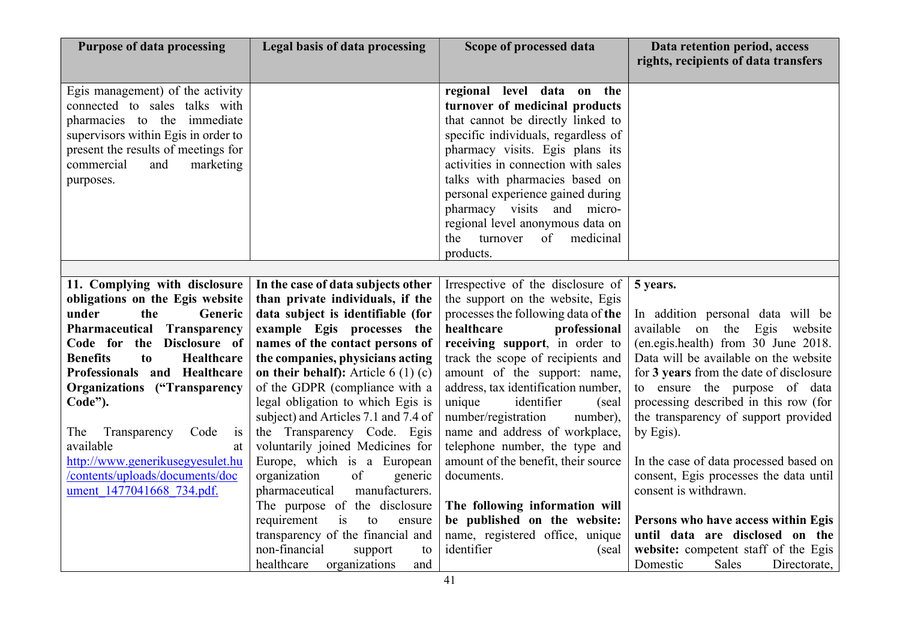| Purpose of data processing | Legal basis of data processing | Scope of processed data | Data retention period, access rights, recipients of data transfers |
|---|---|---|---|
| Egis management) of the activity connected to sales talks with pharmacies to the immediate supervisors within Egis in order to present the results of meetings for commercial and marketing purposes. | | **regional level data on the turnover of medicinal products** that cannot be directly linked to specific individuals, regardless of pharmacy visits. Egis plans its activities in connection with sales talks with pharmacies based on personal experience gained during pharmacy visits and micro-regional level anonymous data on the turnover of medicinal products. | |
| | | | |
| **11. Complying with disclosure obligations on the Egis website under the Generic Pharmaceutical Transparency Code for the Disclosure of Benefits to Healthcare Professionals and Healthcare Organizations ("Transparency Code").**<br><br>The Transparency Code is available at [http://www.generikusegyesulet.hu/contents/uploads/documents/document_1477041668_734.pdf.](http://www.generikusegyesulet.hu/contents/uploads/documents/document_1477041668_734.pdf) | **In the case of data subjects other than private individuals, if the data subject is identifiable (for example Egis processes the names of the contact persons of the companies, physicians acting on their behalf):** Article 6 (1) (c) of the GDPR (compliance with a legal obligation to which Egis is subject) and Articles 7.1 and 7.4 of the Transparency Code. Egis voluntarily joined Medicines for Europe, which is a European organization of generic pharmaceutical manufacturers. The purpose of the disclosure requirement is to ensure transparency of the financial and non-financial support to healthcare organizations and | Irrespective of the disclosure of the support on the website, Egis processes the following data of **the healthcare professional receiving support**, in order to track the scope of recipients and amount of the support: name, address, tax identification number, unique identifier (seal number/registration number), name and address of workplace, telephone number, the type and amount of the benefit, their source documents.<br><br>**The following information will be published on the website:** name, registered office, unique identifier (seal | **5 years.**<br><br>In addition personal data will be available on the Egis website (en.egis.health) from 30 June 2018. Data will be available on the website for **3 years** from the date of disclosure to ensure the purpose of data processing described in this row (for the transparency of support provided by Egis).<br><br>In the case of data processed based on consent, Egis processes the data until consent is withdrawn.<br><br>**Persons who have access within Egis until data are disclosed on the website:** competent staff of the Egis Domestic Sales Directorate, |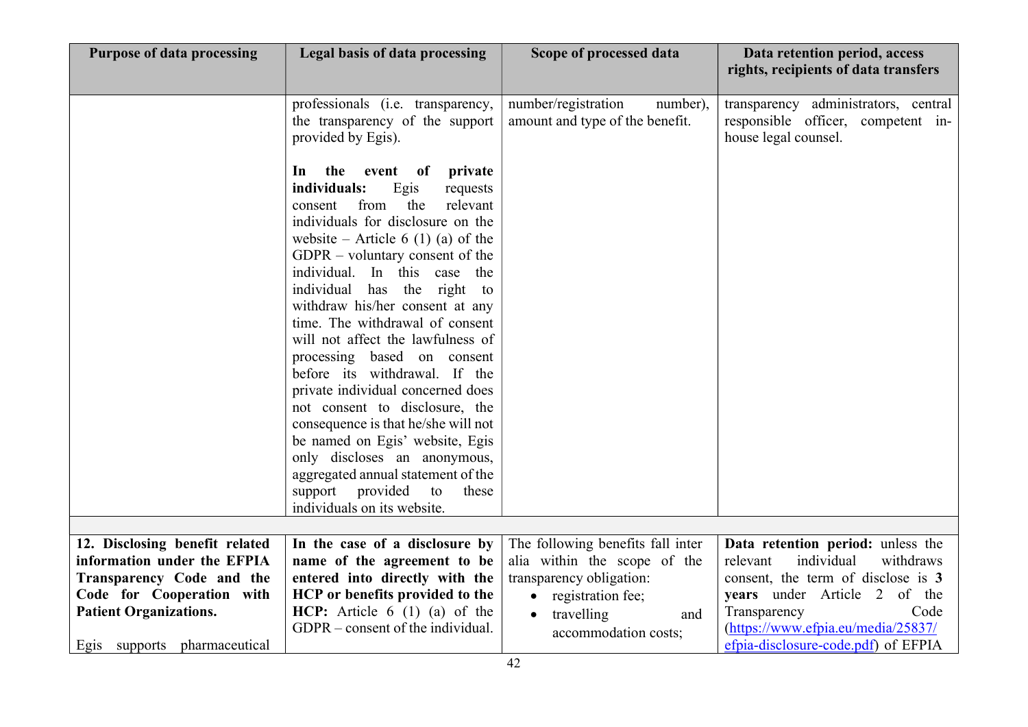| Purpose of data processing | Legal basis of data processing | Scope of processed data | Data retention period, access rights, recipients of data transfers |
|---|---|---|---|
| | professionals (i.e. transparency, the transparency of the support provided by Egis).<br><br>**In the event of private individuals:** Egis requests consent from the relevant individuals for disclosure on the website – Article 6 (1) (a) of the GDPR – voluntary consent of the individual. In this case the individual has the right to withdraw his/her consent at any time. The withdrawal of consent will not affect the lawfulness of processing based on consent before its withdrawal. If the private individual concerned does not consent to disclosure, the consequence is that he/she will not be named on Egis' website, Egis only discloses an anonymous, aggregated annual statement of the support provided to these individuals on its website. | number/registration number), amount and type of the benefit. | transparency administrators, central responsible officer, competent in-house legal counsel. |
| | | | |
| **12. Disclosing benefit related information under the EFPIA Transparency Code and the Code for Cooperation with Patient Organizations.**<br><br>Egis supports pharmaceutical | **In the case of a disclosure by name of the agreement to be entered into directly with the HCP or benefits provided to the HCP:** Article 6 (1) (a) of the GDPR – consent of the individual. | The following benefits fall inter alia within the scope of the transparency obligation:<br>• registration fee;<br>• travelling and accommodation costs; | **Data retention period:** unless the relevant individual withdraws consent, the term of disclose is **3 years** under Article 2 of the Transparency Code (https://www.efpia.eu/media/25837/efpia-disclosure-code.pdf) of EFPIA |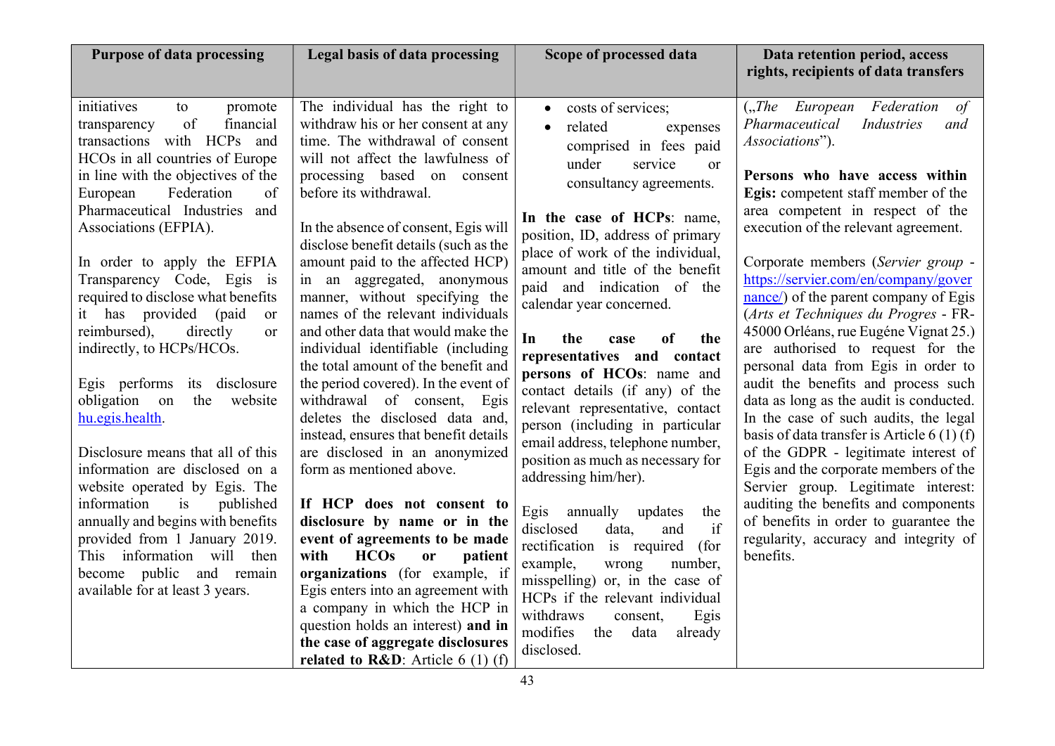| Purpose of data processing | Legal basis of data processing | Scope of processed data | Data retention period, access rights, recipients of data transfers |
|---|---|---|---|
| initiatives to promote transparency of financial transactions with HCPs and HCOs in all countries of Europe in line with the objectives of the European Federation of Pharmaceutical Industries and Associations (EFPIA).<br><br>In order to apply the EFPIA Transparency Code, Egis is required to disclose what benefits it has provided (paid or reimbursed), directly or indirectly, to HCPs/HCOs.<br><br>Egis performs its disclosure obligation on the website hu.egis.health.<br><br>Disclosure means that all of this information are disclosed on a website operated by Egis. The information is published annually and begins with benefits provided from 1 January 2019. This information will then become public and remain available for at least 3 years. | The individual has the right to withdraw his or her consent at any time. The withdrawal of consent will not affect the lawfulness of processing based on consent before its withdrawal.<br><br>In the absence of consent, Egis will disclose benefit details (such as the amount paid to the affected HCP) in an aggregated, anonymous manner, without specifying the names of the relevant individuals and other data that would make the individual identifiable (including the total amount of the benefit and the period covered). In the event of withdrawal of consent, Egis deletes the disclosed data and, instead, ensures that benefit details are disclosed in an anonymized form as mentioned above.<br><br>**If HCP does not consent to disclosure by name or in the event of agreements to be made with HCOs or patient organizations** (for example, if Egis enters into an agreement with a company in which the HCP in question holds an interest) **and in the case of aggregate disclosures related to R&D**: Article 6 (1) (f) | • costs of services;<br>• related expenses comprised in fees paid under service or consultancy agreements.<br><br>**In the case of HCPs**: name, position, ID, address of primary place of work of the individual, amount and title of the benefit paid and indication of the calendar year concerned.<br><br>**In the case of the representatives and contact persons of HCOs**: name and contact details (if any) of the relevant representative, contact person (including in particular email address, telephone number, position as much as necessary for addressing him/her).<br><br>Egis annually updates the disclosed data, and if rectification is required (for example, wrong number, misspelling) or, in the case of HCPs if the relevant individual withdraws consent, Egis modifies the data already disclosed. | („*The European Federation of Pharmaceutical Industries and Associations*").<br><br>**Persons who have access within Egis:** competent staff member of the area competent in respect of the execution of the relevant agreement.<br><br>Corporate members (*Servier group* - https://servier.com/en/company/governance/) of the parent company of Egis (*Arts et Techniques du Progres* - FR-45000 Orléans, rue Eugéne Vignat 25.) are authorised to request for the personal data from Egis in order to audit the benefits and process such data as long as the audit is conducted. In the case of such audits, the legal basis of data transfer is Article 6 (1) (f) of the GDPR - legitimate interest of Egis and the corporate members of the Servier group. Legitimate interest: auditing the benefits and components of benefits in order to guarantee the regularity, accuracy and integrity of benefits. |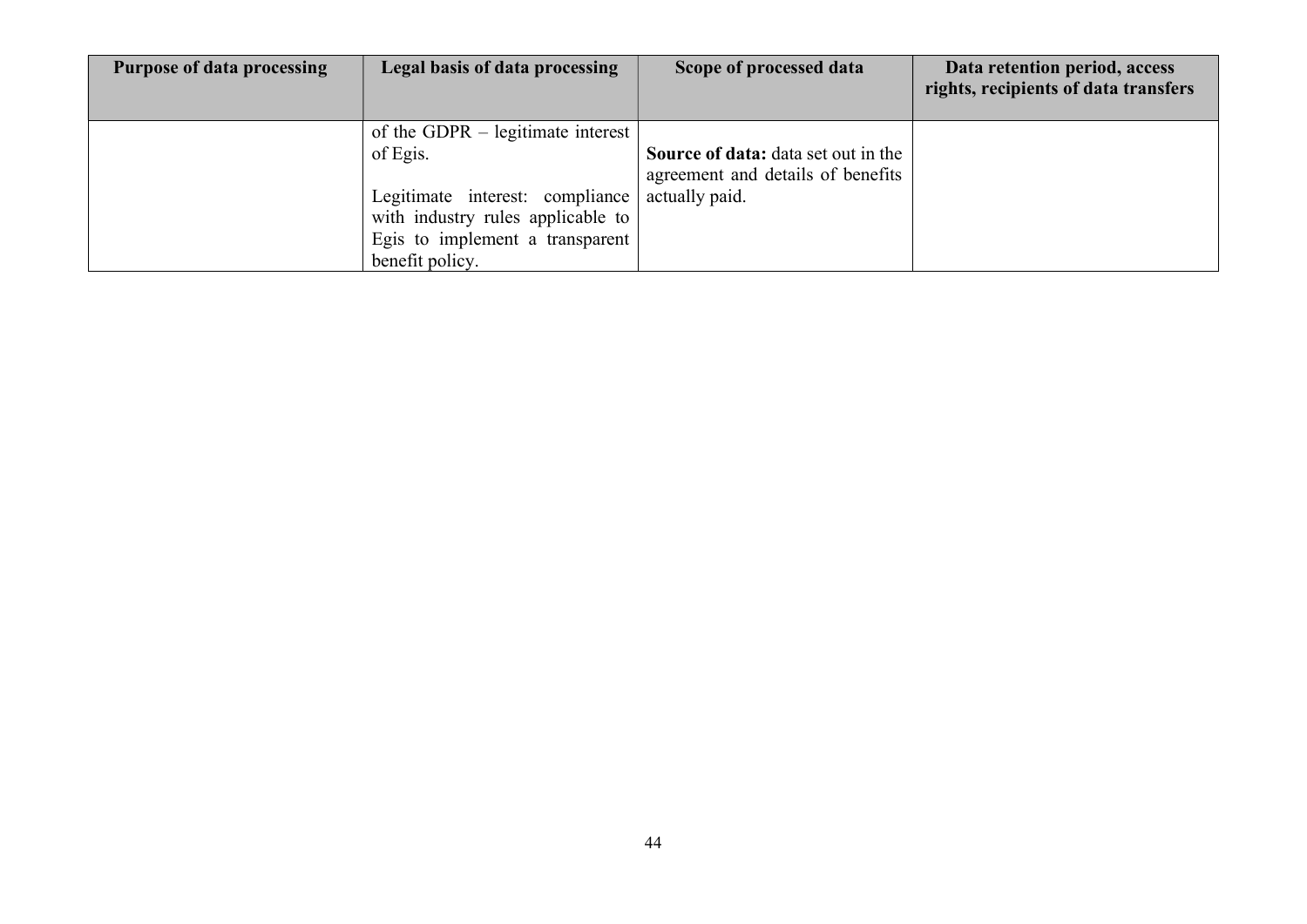| Purpose of data processing | Legal basis of data processing | Scope of processed data | Data retention period, access rights, recipients of data transfers |
| --- | --- | --- | --- |
| | of the GDPR – legitimate interest of Egis.<br><br>Legitimate interest: compliance with industry rules applicable to Egis to implement a transparent benefit policy. | **Source of data:** data set out in the agreement and details of benefits actually paid. | |